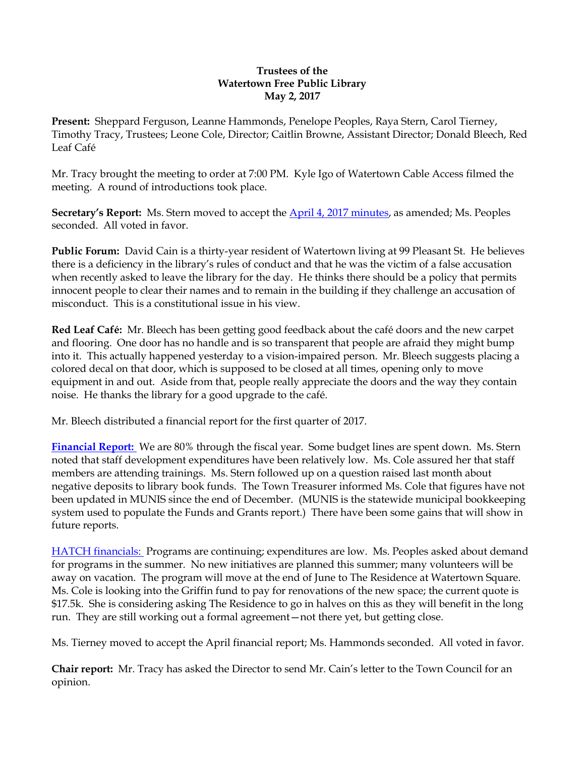**Trustees of the**
**Watertown Free Public Library**
**May 2, 2017**

**Present:** Sheppard Ferguson, Leanne Hammonds, Penelope Peoples, Raya Stern, Carol Tierney, Timothy Tracy, Trustees; Leone Cole, Director; Caitlin Browne, Assistant Director; Donald Bleech, Red Leaf Café

Mr. Tracy brought the meeting to order at 7:00 PM. Kyle Igo of Watertown Cable Access filmed the meeting. A round of introductions took place.

**Secretary's Report:** Ms. Stern moved to accept the April 4, 2017 minutes, as amended; Ms. Peoples seconded. All voted in favor.

**Public Forum:** David Cain is a thirty-year resident of Watertown living at 99 Pleasant St. He believes there is a deficiency in the library's rules of conduct and that he was the victim of a false accusation when recently asked to leave the library for the day. He thinks there should be a policy that permits innocent people to clear their names and to remain in the building if they challenge an accusation of misconduct. This is a constitutional issue in his view.

**Red Leaf Café:** Mr. Bleech has been getting good feedback about the café doors and the new carpet and flooring. One door has no handle and is so transparent that people are afraid they might bump into it. This actually happened yesterday to a vision-impaired person. Mr. Bleech suggests placing a colored decal on that door, which is supposed to be closed at all times, opening only to move equipment in and out. Aside from that, people really appreciate the doors and the way they contain noise. He thanks the library for a good upgrade to the café.

Mr. Bleech distributed a financial report for the first quarter of 2017.

**Financial Report:** We are 80% through the fiscal year. Some budget lines are spent down. Ms. Stern noted that staff development expenditures have been relatively low. Ms. Cole assured her that staff members are attending trainings. Ms. Stern followed up on a question raised last month about negative deposits to library book funds. The Town Treasurer informed Ms. Cole that figures have not been updated in MUNIS since the end of December. (MUNIS is the statewide municipal bookkeeping system used to populate the Funds and Grants report.) There have been some gains that will show in future reports.

HATCH financials: Programs are continuing; expenditures are low. Ms. Peoples asked about demand for programs in the summer. No new initiatives are planned this summer; many volunteers will be away on vacation. The program will move at the end of June to The Residence at Watertown Square. Ms. Cole is looking into the Griffin fund to pay for renovations of the new space; the current quote is \$17.5k. She is considering asking The Residence to go in halves on this as they will benefit in the long run. They are still working out a formal agreement—not there yet, but getting close.

Ms. Tierney moved to accept the April financial report; Ms. Hammonds seconded. All voted in favor.

**Chair report:** Mr. Tracy has asked the Director to send Mr. Cain's letter to the Town Council for an opinion.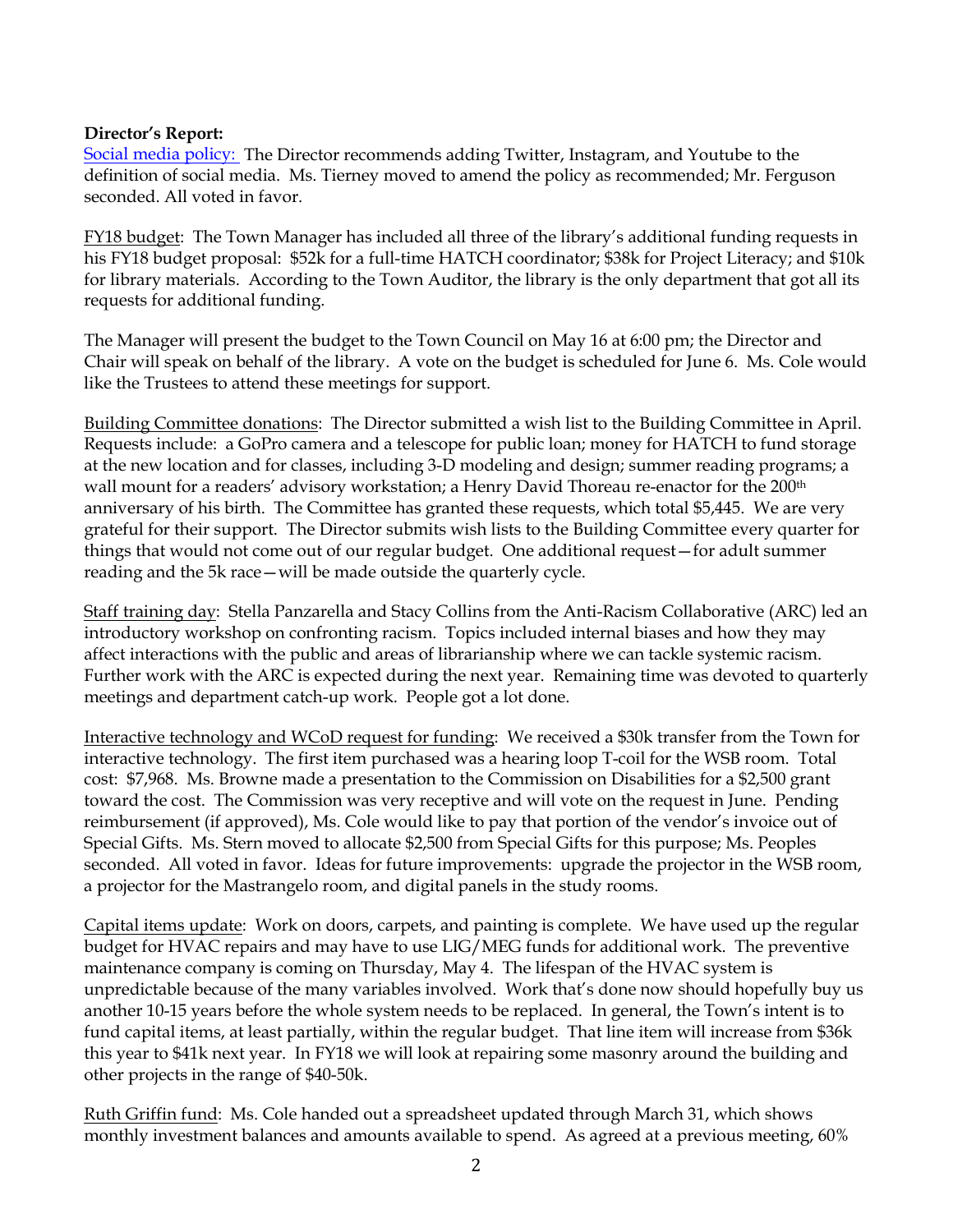**Director's Report:**

Social media policy: The Director recommends adding Twitter, Instagram, and Youtube to the definition of social media. Ms. Tierney moved to amend the policy as recommended; Mr. Ferguson seconded. All voted in favor.

FY18 budget: The Town Manager has included all three of the library's additional funding requests in his FY18 budget proposal: $52k for a full-time HATCH coordinator; $38k for Project Literacy; and $10k for library materials. According to the Town Auditor, the library is the only department that got all its requests for additional funding.

The Manager will present the budget to the Town Council on May 16 at 6:00 pm; the Director and Chair will speak on behalf of the library. A vote on the budget is scheduled for June 6. Ms. Cole would like the Trustees to attend these meetings for support.

Building Committee donations: The Director submitted a wish list to the Building Committee in April. Requests include: a GoPro camera and a telescope for public loan; money for HATCH to fund storage at the new location and for classes, including 3-D modeling and design; summer reading programs; a wall mount for a readers' advisory workstation; a Henry David Thoreau re-enactor for the 200th anniversary of his birth. The Committee has granted these requests, which total $5,445. We are very grateful for their support. The Director submits wish lists to the Building Committee every quarter for things that would not come out of our regular budget. One additional request—for adult summer reading and the 5k race—will be made outside the quarterly cycle.

Staff training day: Stella Panzarella and Stacy Collins from the Anti-Racism Collaborative (ARC) led an introductory workshop on confronting racism. Topics included internal biases and how they may affect interactions with the public and areas of librarianship where we can tackle systemic racism. Further work with the ARC is expected during the next year. Remaining time was devoted to quarterly meetings and department catch-up work. People got a lot done.

Interactive technology and WCoD request for funding: We received a $30k transfer from the Town for interactive technology. The first item purchased was a hearing loop T-coil for the WSB room. Total cost: $7,968. Ms. Browne made a presentation to the Commission on Disabilities for a $2,500 grant toward the cost. The Commission was very receptive and will vote on the request in June. Pending reimbursement (if approved), Ms. Cole would like to pay that portion of the vendor's invoice out of Special Gifts. Ms. Stern moved to allocate $2,500 from Special Gifts for this purpose; Ms. Peoples seconded. All voted in favor. Ideas for future improvements: upgrade the projector in the WSB room, a projector for the Mastrangelo room, and digital panels in the study rooms.

Capital items update: Work on doors, carpets, and painting is complete. We have used up the regular budget for HVAC repairs and may have to use LIG/MEG funds for additional work. The preventive maintenance company is coming on Thursday, May 4. The lifespan of the HVAC system is unpredictable because of the many variables involved. Work that's done now should hopefully buy us another 10-15 years before the whole system needs to be replaced. In general, the Town's intent is to fund capital items, at least partially, within the regular budget. That line item will increase from $36k this year to $41k next year. In FY18 we will look at repairing some masonry around the building and other projects in the range of $40-50k.

Ruth Griffin fund: Ms. Cole handed out a spreadsheet updated through March 31, which shows monthly investment balances and amounts available to spend. As agreed at a previous meeting, 60%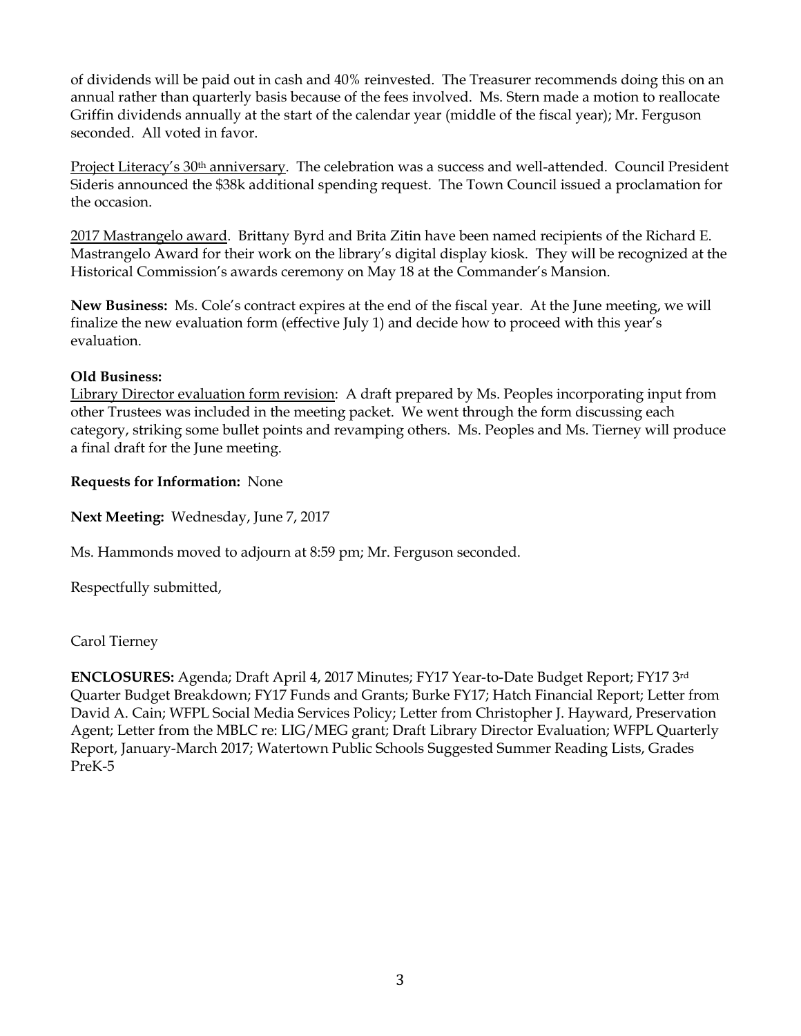of dividends will be paid out in cash and 40% reinvested. The Treasurer recommends doing this on an annual rather than quarterly basis because of the fees involved. Ms. Stern made a motion to reallocate Griffin dividends annually at the start of the calendar year (middle of the fiscal year); Mr. Ferguson seconded. All voted in favor.

Project Literacy's 30th anniversary. The celebration was a success and well-attended. Council President Sideris announced the $38k additional spending request. The Town Council issued a proclamation for the occasion.

2017 Mastrangelo award. Brittany Byrd and Brita Zitin have been named recipients of the Richard E. Mastrangelo Award for their work on the library's digital display kiosk. They will be recognized at the Historical Commission's awards ceremony on May 18 at the Commander's Mansion.

**New Business:** Ms. Cole's contract expires at the end of the fiscal year. At the June meeting, we will finalize the new evaluation form (effective July 1) and decide how to proceed with this year's evaluation.

**Old Business:**

Library Director evaluation form revision: A draft prepared by Ms. Peoples incorporating input from other Trustees was included in the meeting packet. We went through the form discussing each category, striking some bullet points and revamping others. Ms. Peoples and Ms. Tierney will produce a final draft for the June meeting.

**Requests for Information:** None

**Next Meeting:** Wednesday, June 7, 2017

Ms. Hammonds moved to adjourn at 8:59 pm; Mr. Ferguson seconded.

Respectfully submitted,

Carol Tierney

**ENCLOSURES:** Agenda; Draft April 4, 2017 Minutes; FY17 Year-to-Date Budget Report; FY17 3rd Quarter Budget Breakdown; FY17 Funds and Grants; Burke FY17; Hatch Financial Report; Letter from David A. Cain; WFPL Social Media Services Policy; Letter from Christopher J. Hayward, Preservation Agent; Letter from the MBLC re: LIG/MEG grant; Draft Library Director Evaluation; WFPL Quarterly Report, January-March 2017; Watertown Public Schools Suggested Summer Reading Lists, Grades PreK-5